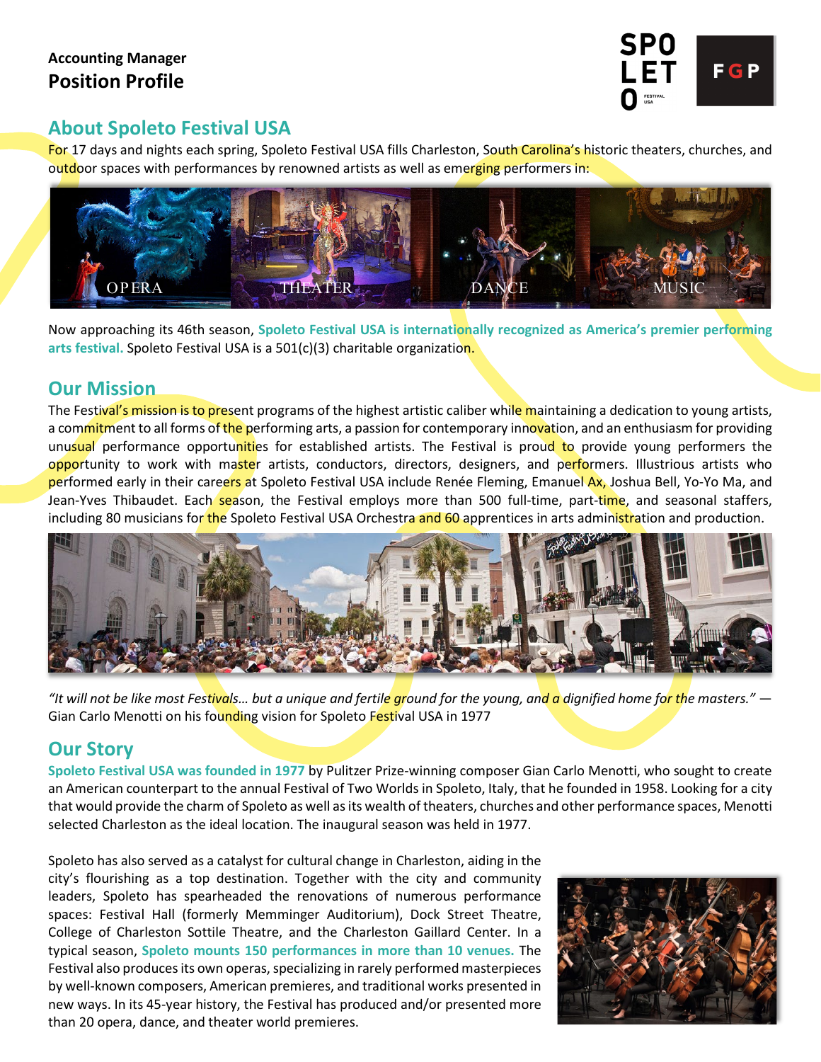**Accounting Manager**

# Position Profile

## About Spoleto Festival USA

For 17 days and nights each spring, Spoleto Festival USA fills Charleston, South Carolina's historic theaters, churches, and outdoor spaces with performances by renowned artists as well as emerging performers in:

OPERA THEATER DANCE MUSIC

Now approaching its 46th season, **Spoleto Festival USA is internationally recognized as America's premier performing arts festival.** Spoleto Festival USA is a 501(c)(3) charitable organization.

## Our Mission

The Festival's mission is to present programs of the highest artistic caliber while maintaining a dedication to young artists, a commitment to all forms of the performing arts, a passion for contemporary innovation, and an enthusiasm for providing unusual performance opportunities for established artists. The Festival is proud to provide young performers the opportunity to work with master artists, conductors, directors, designers, and performers. Illustrious artists who performed early in their careers at Spoleto Festival USA include Renée Fleming, Emanuel Ax, Joshua Bell, Yo-Yo Ma, and Jean-Yves Thibaudet. Each season, the Festival employs more than 500 full-time, part-time, and seasonal staffers, including 80 musicians for the Spoleto Festival USA Orchestra and 60 apprentices in arts administration and production.

*"It will not be like most Festivals… but a unique and fertile ground for the young, and a dignified home for the masters."* — Gian Carlo Menotti on his founding vision for Spoleto Festival USA in 1977

## Our Story

**Spoleto Festival USA was founded in 1977** by Pulitzer Prize-winning composer Gian Carlo Menotti, who sought to create an American counterpart to the annual Festival of Two Worlds in Spoleto, Italy, that he founded in 1958. Looking for a city that would provide the charm of Spoleto as well as its wealth of theaters, churches and other performance spaces, Menotti selected Charleston as the ideal location. The inaugural season was held in 1977.

Spoleto has also served as a catalyst for cultural change in Charleston, aiding in the city's flourishing as a top destination. Together with the city and community leaders, Spoleto has spearheaded the renovations of numerous performance spaces: Festival Hall (formerly Memminger Auditorium), Dock Street Theatre, College of Charleston Sottile Theatre, and the Charleston Gaillard Center. In a typical season, **Spoleto mounts 150 performances in more than 10 venues.** The Festival also produces its own operas, specializing in rarely performed masterpieces by well-known composers, American premieres, and traditional works presented in new ways. In its 45-year history, the Festival has produced and/or presented more than 20 opera, dance, and theater world premieres.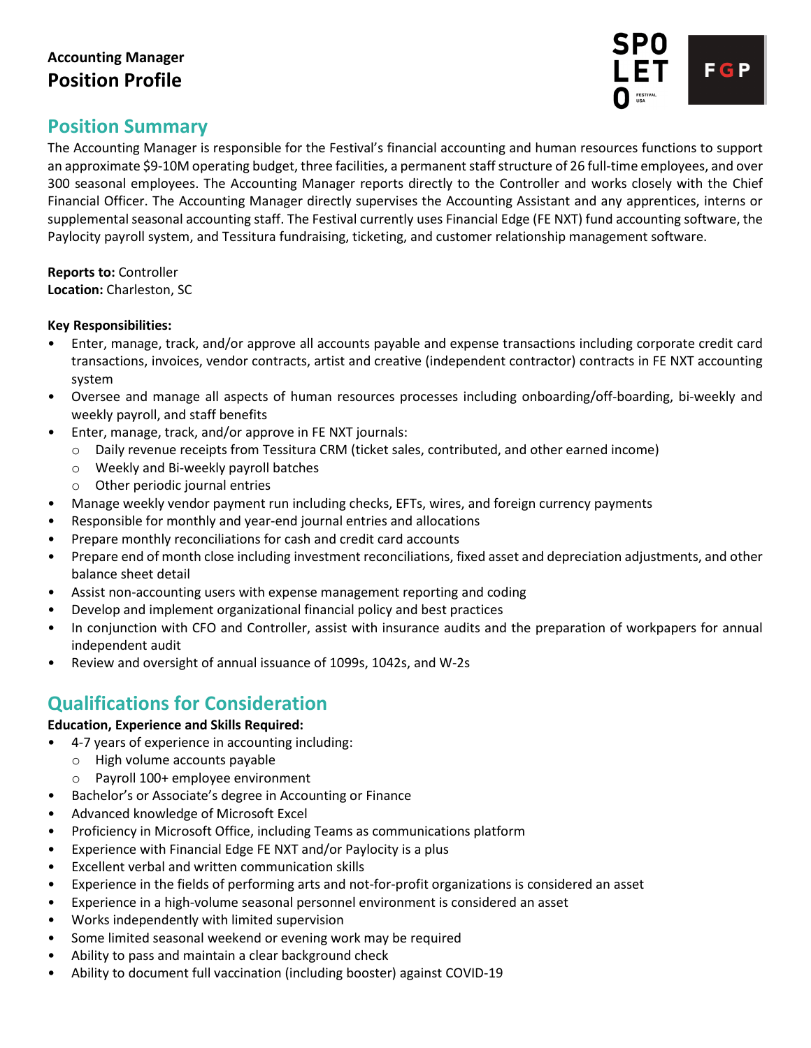**Accounting Manager**
# Position Profile

## Position Summary

The Accounting Manager is responsible for the Festival's financial accounting and human resources functions to support an approximate $9-10M operating budget, three facilities, a permanent staff structure of 26 full-time employees, and over 300 seasonal employees. The Accounting Manager reports directly to the Controller and works closely with the Chief Financial Officer. The Accounting Manager directly supervises the Accounting Assistant and any apprentices, interns or supplemental seasonal accounting staff. The Festival currently uses Financial Edge (FE NXT) fund accounting software, the Paylocity payroll system, and Tessitura fundraising, ticketing, and customer relationship management software.

**Reports to:** Controller
**Location:** Charleston, SC

**Key Responsibilities:**

- Enter, manage, track, and/or approve all accounts payable and expense transactions including corporate credit card transactions, invoices, vendor contracts, artist and creative (independent contractor) contracts in FE NXT accounting system
- Oversee and manage all aspects of human resources processes including onboarding/off-boarding, bi-weekly and weekly payroll, and staff benefits
- Enter, manage, track, and/or approve in FE NXT journals:
  - Daily revenue receipts from Tessitura CRM (ticket sales, contributed, and other earned income)
  - Weekly and Bi-weekly payroll batches
  - Other periodic journal entries
- Manage weekly vendor payment run including checks, EFTs, wires, and foreign currency payments
- Responsible for monthly and year-end journal entries and allocations
- Prepare monthly reconciliations for cash and credit card accounts
- Prepare end of month close including investment reconciliations, fixed asset and depreciation adjustments, and other balance sheet detail
- Assist non-accounting users with expense management reporting and coding
- Develop and implement organizational financial policy and best practices
- In conjunction with CFO and Controller, assist with insurance audits and the preparation of workpapers for annual independent audit
- Review and oversight of annual issuance of 1099s, 1042s, and W-2s

## Qualifications for Consideration

**Education, Experience and Skills Required:**

- 4-7 years of experience in accounting including:
  - High volume accounts payable
  - Payroll 100+ employee environment
- Bachelor's or Associate's degree in Accounting or Finance
- Advanced knowledge of Microsoft Excel
- Proficiency in Microsoft Office, including Teams as communications platform
- Experience with Financial Edge FE NXT and/or Paylocity is a plus
- Excellent verbal and written communication skills
- Experience in the fields of performing arts and not-for-profit organizations is considered an asset
- Experience in a high-volume seasonal personnel environment is considered an asset
- Works independently with limited supervision
- Some limited seasonal weekend or evening work may be required
- Ability to pass and maintain a clear background check
- Ability to document full vaccination (including booster) against COVID-19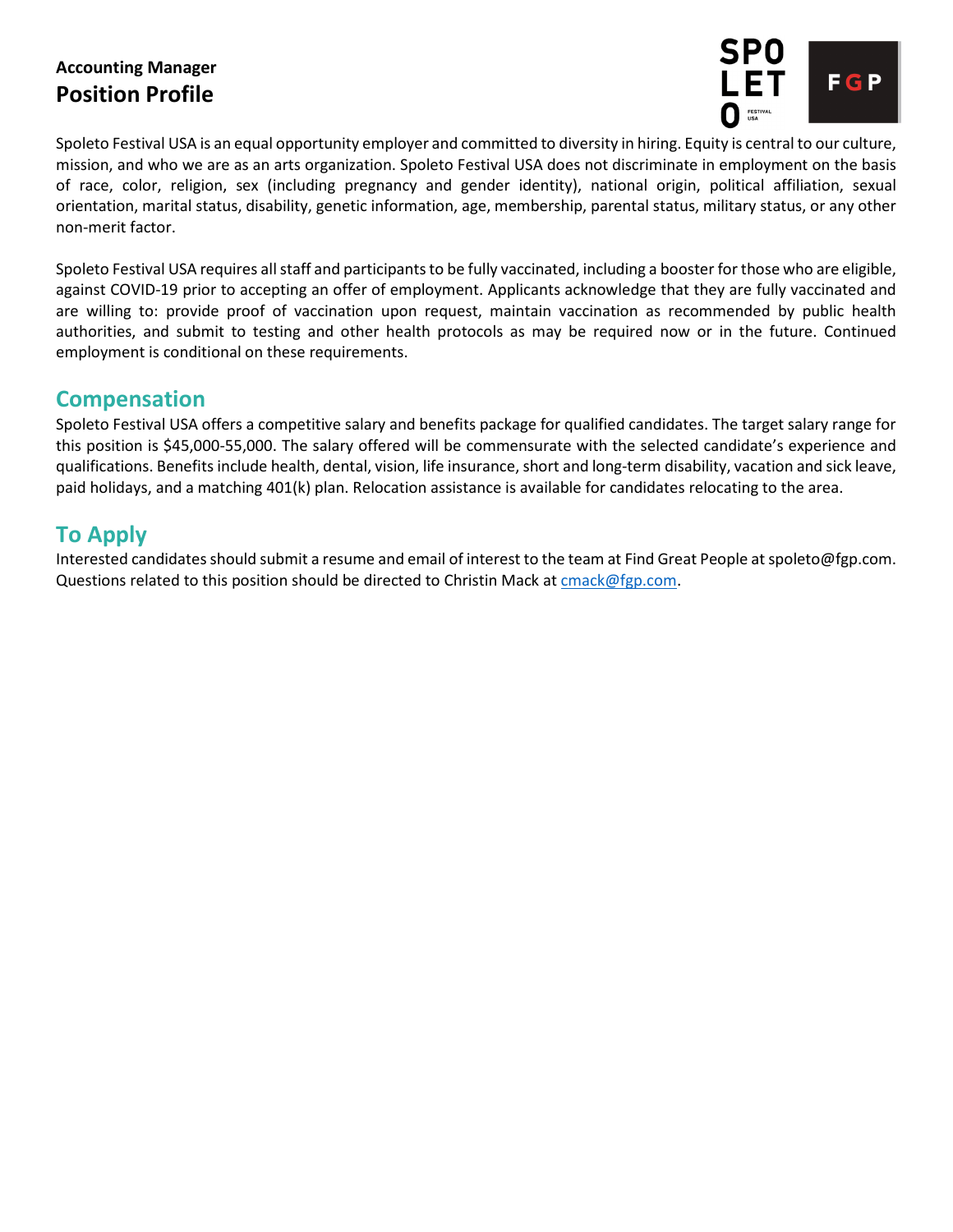**Accounting Manager**
**Position Profile**

Spoleto Festival USA is an equal opportunity employer and committed to diversity in hiring. Equity is central to our culture, mission, and who we are as an arts organization. Spoleto Festival USA does not discriminate in employment on the basis of race, color, religion, sex (including pregnancy and gender identity), national origin, political affiliation, sexual orientation, marital status, disability, genetic information, age, membership, parental status, military status, or any other non-merit factor.

Spoleto Festival USA requires all staff and participants to be fully vaccinated, including a booster for those who are eligible, against COVID-19 prior to accepting an offer of employment. Applicants acknowledge that they are fully vaccinated and are willing to: provide proof of vaccination upon request, maintain vaccination as recommended by public health authorities, and submit to testing and other health protocols as may be required now or in the future. Continued employment is conditional on these requirements.

## Compensation

Spoleto Festival USA offers a competitive salary and benefits package for qualified candidates. The target salary range for this position is $45,000-55,000. The salary offered will be commensurate with the selected candidate's experience and qualifications. Benefits include health, dental, vision, life insurance, short and long-term disability, vacation and sick leave, paid holidays, and a matching 401(k) plan. Relocation assistance is available for candidates relocating to the area.

## To Apply

Interested candidates should submit a resume and email of interest to the team at Find Great People at spoleto@fgp.com. Questions related to this position should be directed to Christin Mack at cmack@fgp.com.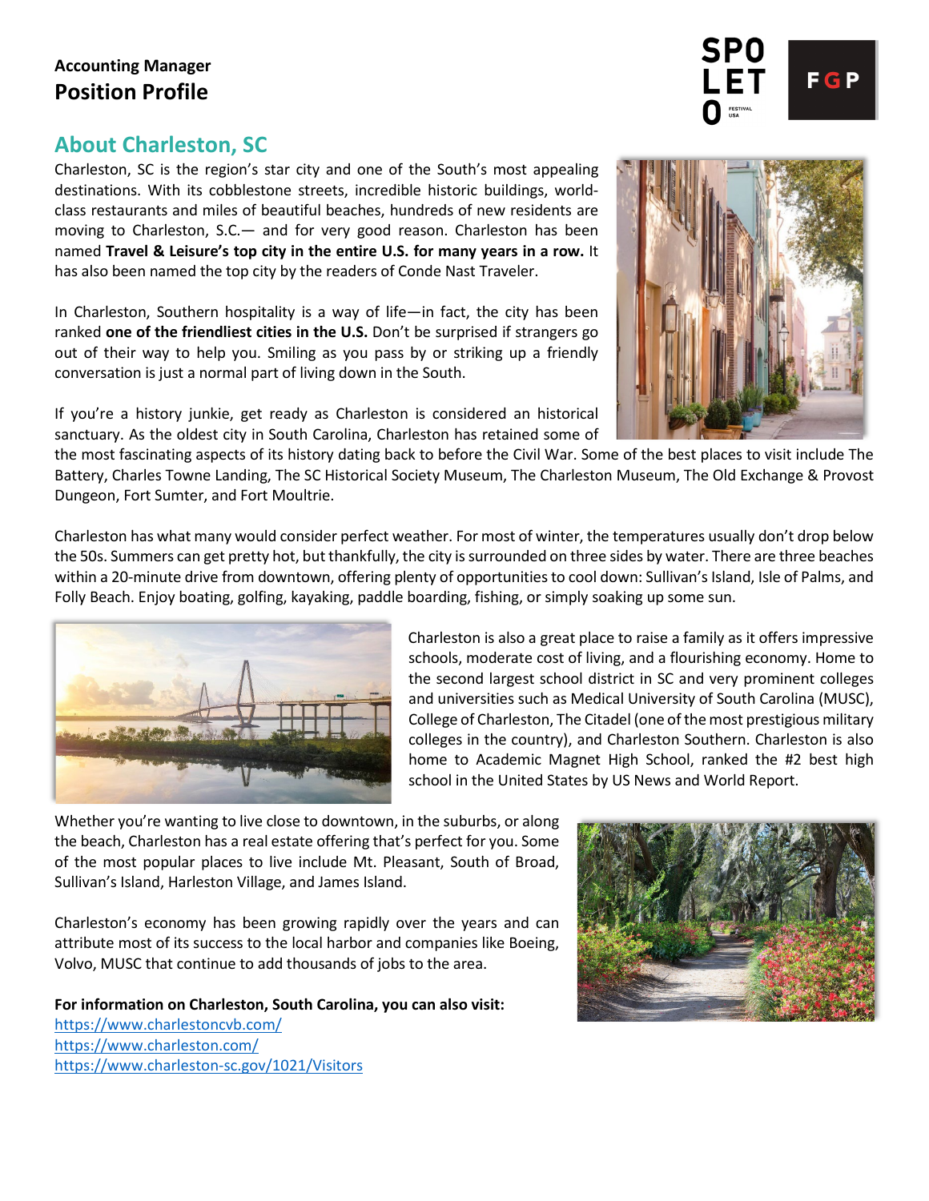**Accounting Manager**
**Position Profile**

## About Charleston, SC

Charleston, SC is the region's star city and one of the South's most appealing destinations. With its cobblestone streets, incredible historic buildings, world-class restaurants and miles of beautiful beaches, hundreds of new residents are moving to Charleston, S.C.— and for very good reason. Charleston has been named **Travel & Leisure's top city in the entire U.S. for many years in a row.** It has also been named the top city by the readers of Conde Nast Traveler.

In Charleston, Southern hospitality is a way of life—in fact, the city has been ranked **one of the friendliest cities in the U.S.** Don't be surprised if strangers go out of their way to help you. Smiling as you pass by or striking up a friendly conversation is just a normal part of living down in the South.

If you're a history junkie, get ready as Charleston is considered an historical sanctuary. As the oldest city in South Carolina, Charleston has retained some of the most fascinating aspects of its history dating back to before the Civil War. Some of the best places to visit include The Battery, Charles Towne Landing, The SC Historical Society Museum, The Charleston Museum, The Old Exchange & Provost Dungeon, Fort Sumter, and Fort Moultrie.

Charleston has what many would consider perfect weather. For most of winter, the temperatures usually don't drop below the 50s. Summers can get pretty hot, but thankfully, the city is surrounded on three sides by water. There are three beaches within a 20-minute drive from downtown, offering plenty of opportunities to cool down: Sullivan's Island, Isle of Palms, and Folly Beach. Enjoy boating, golfing, kayaking, paddle boarding, fishing, or simply soaking up some sun.

Charleston is also a great place to raise a family as it offers impressive schools, moderate cost of living, and a flourishing economy. Home to the second largest school district in SC and very prominent colleges and universities such as Medical University of South Carolina (MUSC), College of Charleston, The Citadel (one of the most prestigious military colleges in the country), and Charleston Southern. Charleston is also home to Academic Magnet High School, ranked the #2 best high school in the United States by US News and World Report.

Whether you're wanting to live close to downtown, in the suburbs, or along the beach, Charleston has a real estate offering that's perfect for you. Some of the most popular places to live include Mt. Pleasant, South of Broad, Sullivan's Island, Harleston Village, and James Island.

Charleston's economy has been growing rapidly over the years and can attribute most of its success to the local harbor and companies like Boeing, Volvo, MUSC that continue to add thousands of jobs to the area.

**For information on Charleston, South Carolina, you can also visit:**
https://www.charlestoncvb.com/
https://www.charleston.com/
https://www.charleston-sc.gov/1021/Visitors